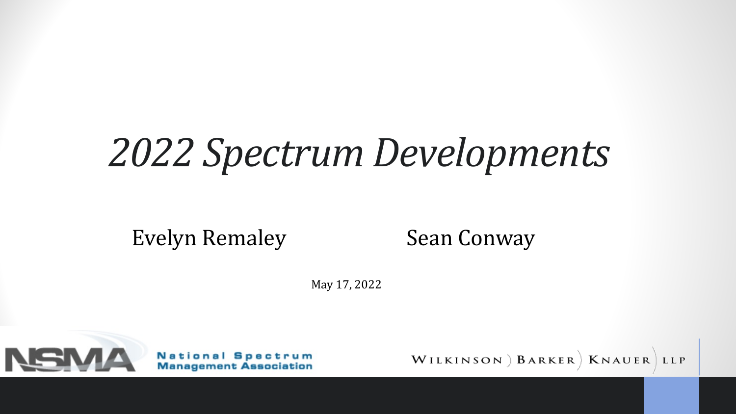# *2022 Spectrum Developments*

Evelyn Remaley

Sean Conway

May 17, 2022

National Spectrum Management Association

Wilkinson ) Barker ) Knauer ) LLP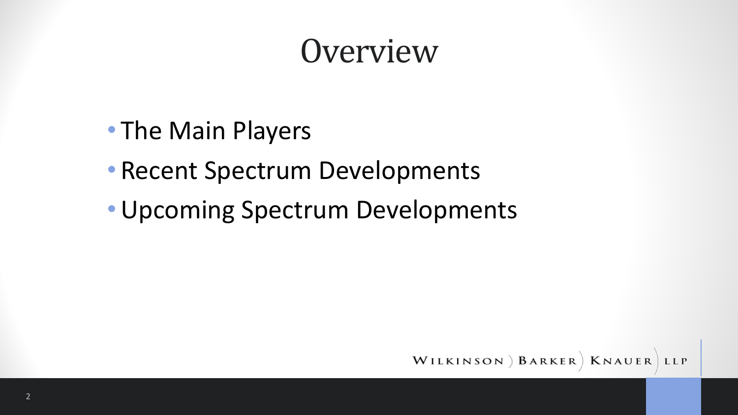# Overview

- The Main Players
- Recent Spectrum Developments
- Upcoming Spectrum Developments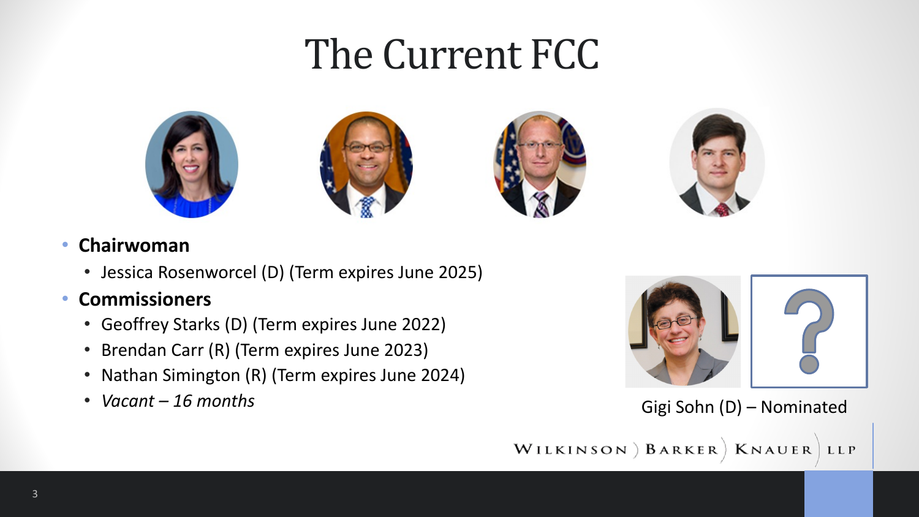# The Current FCC

- **Chairwoman**
  - Jessica Rosenworcel (D) (Term expires June 2025)
- **Commissioners**
  - Geoffrey Starks (D) (Term expires June 2022)
  - Brendan Carr (R) (Term expires June 2023)
  - Nathan Simington (R) (Term expires June 2024)
  - *Vacant – 16 months*

Gigi Sohn (D) – Nominated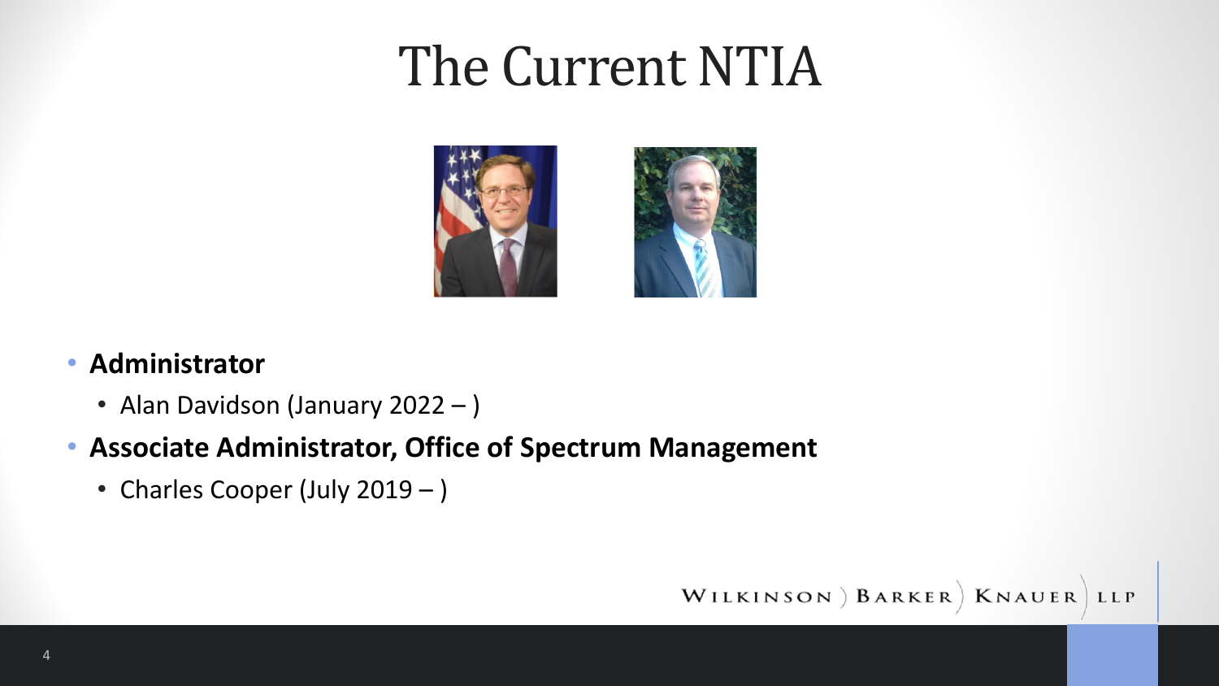# The Current NTIA

- **Administrator**
  - Alan Davidson (January 2022 – )
- **Associate Administrator, Office of Spectrum Management**
  - Charles Cooper (July 2019 – )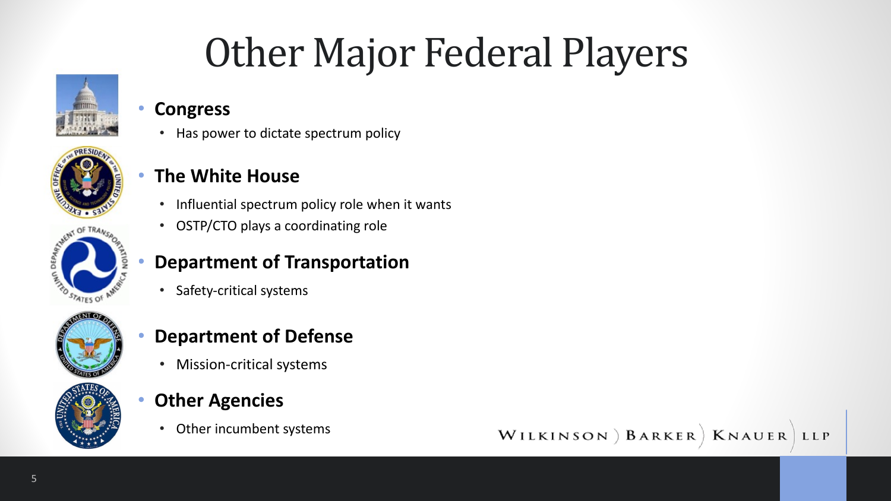# Other Major Federal Players

- **Congress**
  - Has power to dictate spectrum policy
- **The White House**
  - Influential spectrum policy role when it wants
  - OSTP/CTO plays a coordinating role
- **Department of Transportation**
  - Safety-critical systems
- **Department of Defense**
  - Mission-critical systems
- **Other Agencies**
  - Other incumbent systems

WILKINSON ) BARKER ) KNAUER ) LLP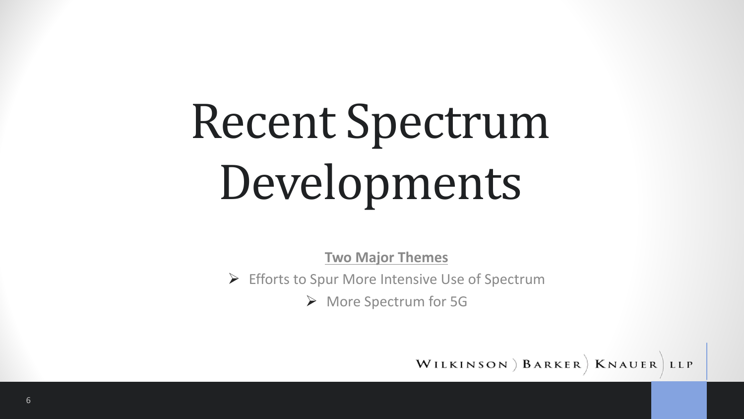# Recent Spectrum Developments

**Two Major Themes**

- Efforts to Spur More Intensive Use of Spectrum
- More Spectrum for 5G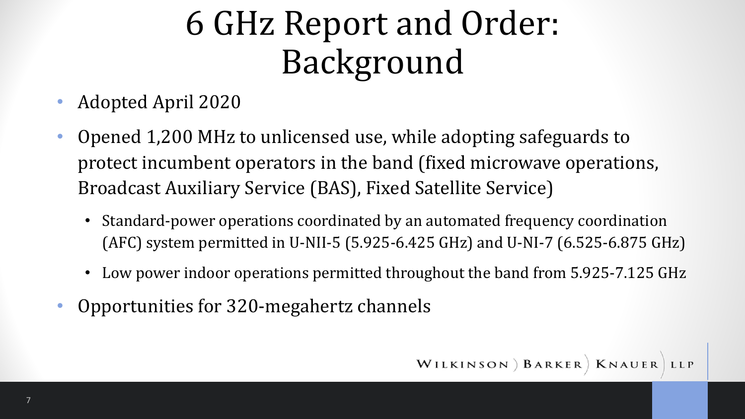# 6 GHz Report and Order: Background

- Adopted April 2020
- Opened 1,200 MHz to unlicensed use, while adopting safeguards to protect incumbent operators in the band (fixed microwave operations, Broadcast Auxiliary Service (BAS), Fixed Satellite Service)
  - Standard-power operations coordinated by an automated frequency coordination (AFC) system permitted in U-NII-5 (5.925-6.425 GHz) and U-NI-7 (6.525-6.875 GHz)
  - Low power indoor operations permitted throughout the band from 5.925-7.125 GHz
- Opportunities for 320-megahertz channels

WILKINSON ) BARKER ) KNAUER ) LLP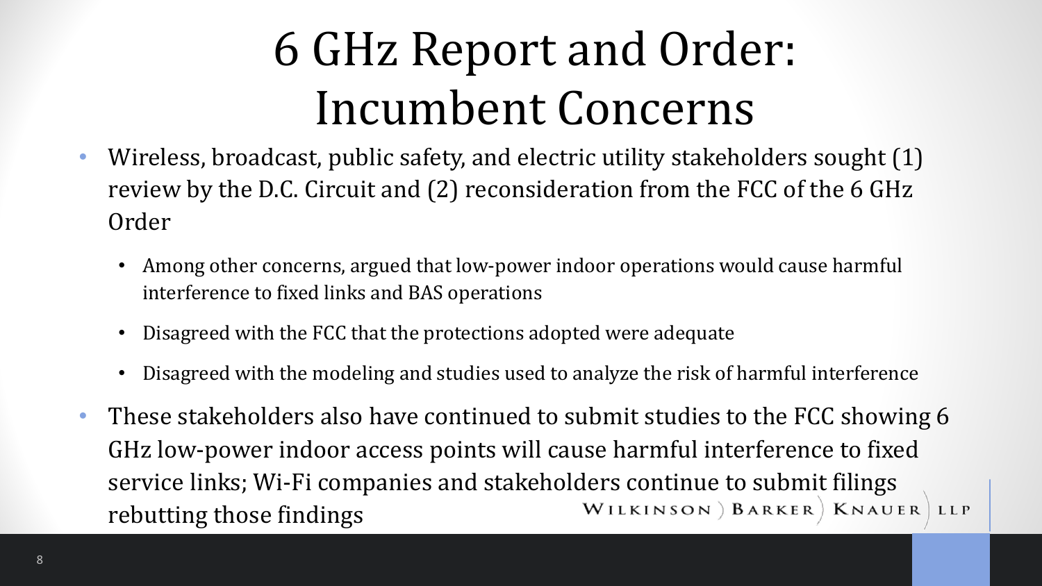# 6 GHz Report and Order: Incumbent Concerns

- Wireless, broadcast, public safety, and electric utility stakeholders sought (1) review by the D.C. Circuit and (2) reconsideration from the FCC of the 6 GHz Order
  - Among other concerns, argued that low-power indoor operations would cause harmful interference to fixed links and BAS operations
  - Disagreed with the FCC that the protections adopted were adequate
  - Disagreed with the modeling and studies used to analyze the risk of harmful interference
- These stakeholders also have continued to submit studies to the FCC showing 6 GHz low-power indoor access points will cause harmful interference to fixed service links; Wi-Fi companies and stakeholders continue to submit filings rebutting those findings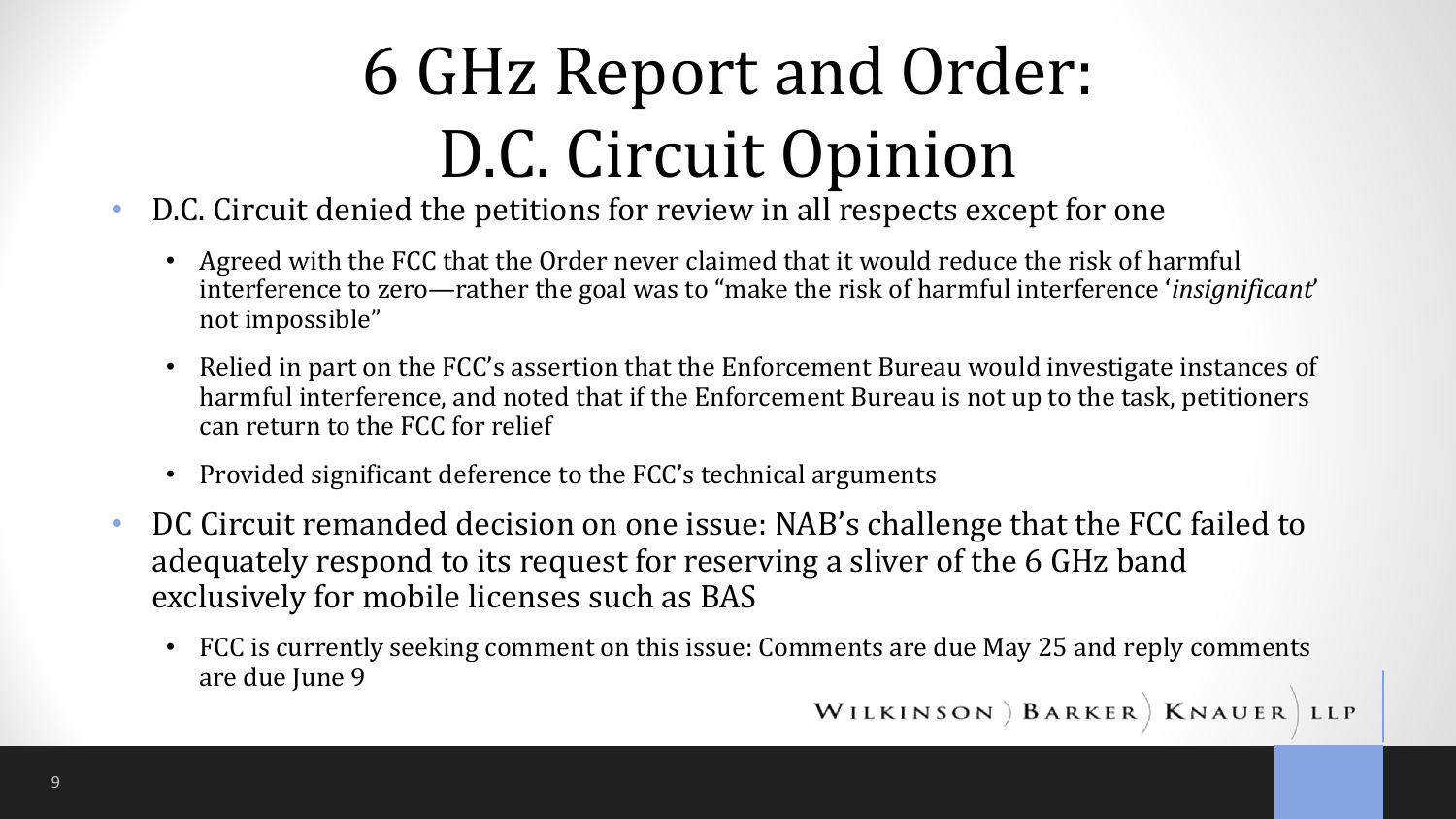# 6 GHz Report and Order: D.C. Circuit Opinion

- D.C. Circuit denied the petitions for review in all respects except for one
  - Agreed with the FCC that the Order never claimed that it would reduce the risk of harmful interference to zero—rather the goal was to "make the risk of harmful interference '*insignificant*' not impossible"
  - Relied in part on the FCC's assertion that the Enforcement Bureau would investigate instances of harmful interference, and noted that if the Enforcement Bureau is not up to the task, petitioners can return to the FCC for relief
  - Provided significant deference to the FCC's technical arguments
- DC Circuit remanded decision on one issue: NAB's challenge that the FCC failed to adequately respond to its request for reserving a sliver of the 6 GHz band exclusively for mobile licenses such as BAS
  - FCC is currently seeking comment on this issue: Comments are due May 25 and reply comments are due June 9

WILKINSON ) BARKER ) KNAUER ) LLP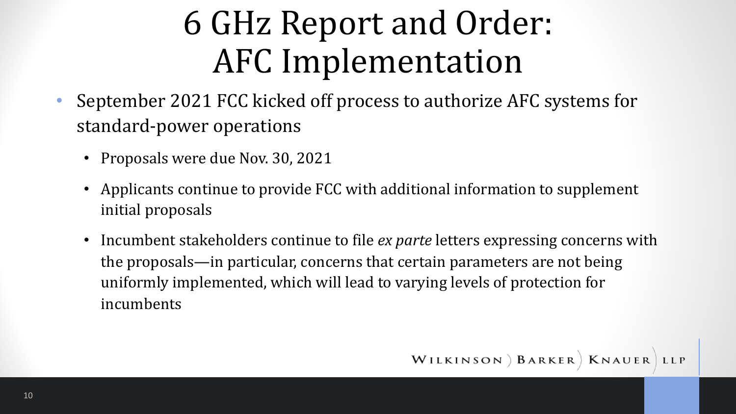# 6 GHz Report and Order: AFC Implementation

- September 2021 FCC kicked off process to authorize AFC systems for standard-power operations
  - Proposals were due Nov. 30, 2021
  - Applicants continue to provide FCC with additional information to supplement initial proposals
  - Incumbent stakeholders continue to file *ex parte* letters expressing concerns with the proposals—in particular, concerns that certain parameters are not being uniformly implemented, which will lead to varying levels of protection for incumbents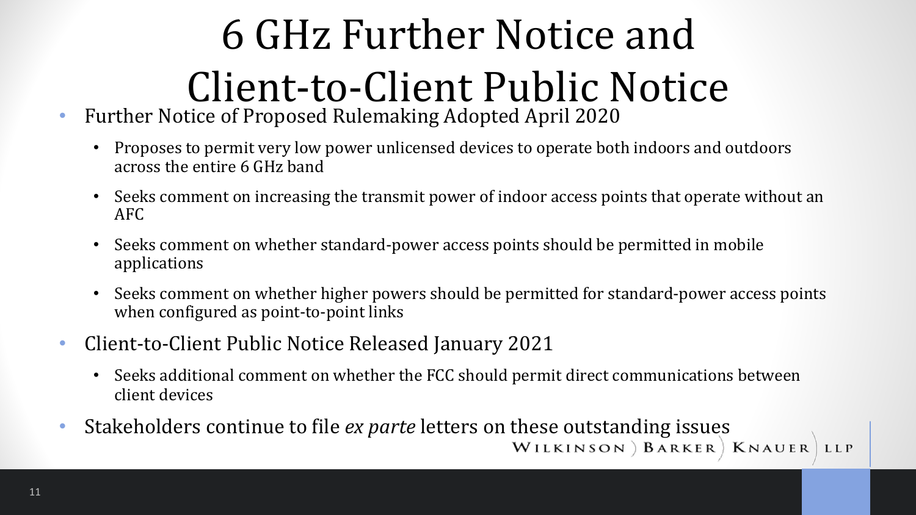# 6 GHz Further Notice and Client-to-Client Public Notice

- Further Notice of Proposed Rulemaking Adopted April 2020
  - Proposes to permit very low power unlicensed devices to operate both indoors and outdoors across the entire 6 GHz band
  - Seeks comment on increasing the transmit power of indoor access points that operate without an AFC
  - Seeks comment on whether standard-power access points should be permitted in mobile applications
  - Seeks comment on whether higher powers should be permitted for standard-power access points when configured as point-to-point links
- Client-to-Client Public Notice Released January 2021
  - Seeks additional comment on whether the FCC should permit direct communications between client devices
- Stakeholders continue to file *ex parte* letters on these outstanding issues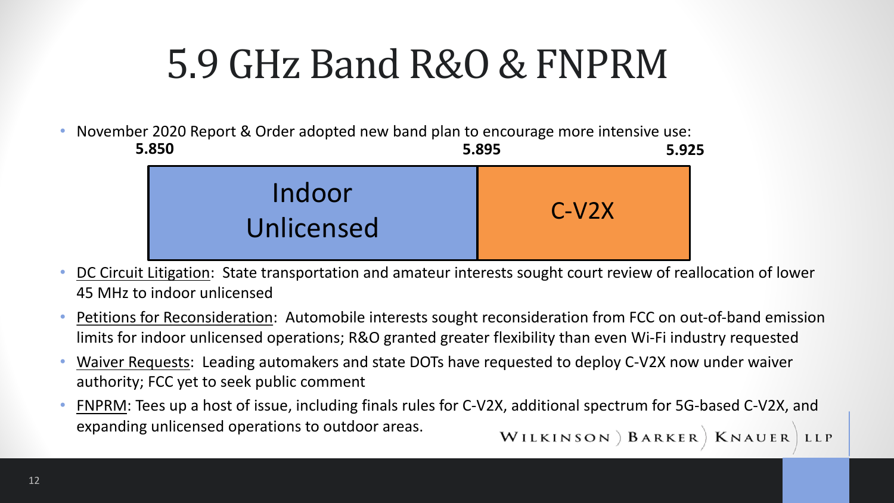# 5.9 GHz Band R&O & FNPRM

- November 2020 Report & Order adopted new band plan to encourage more intensive use:

| 5.850 – 5.895 | 5.895 – 5.925 |
| --- | --- |
| Indoor Unlicensed | C-V2X |

- DC Circuit Litigation: State transportation and amateur interests sought court review of reallocation of lower 45 MHz to indoor unlicensed
- Petitions for Reconsideration: Automobile interests sought reconsideration from FCC on out-of-band emission limits for indoor unlicensed operations; R&O granted greater flexibility than even Wi-Fi industry requested
- Waiver Requests: Leading automakers and state DOTs have requested to deploy C-V2X now under waiver authority; FCC yet to seek public comment
- FNPRM: Tees up a host of issue, including finals rules for C-V2X, additional spectrum for 5G-based C-V2X, and expanding unlicensed operations to outdoor areas.

WILKINSON ) BARKER ) KNAUER ) LLP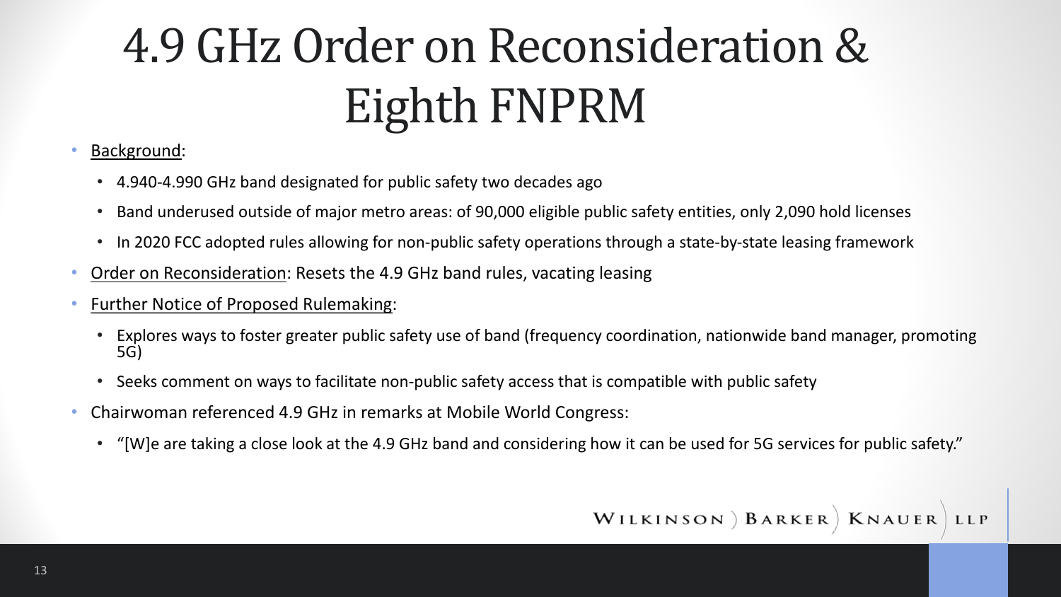# 4.9 GHz Order on Reconsideration & Eighth FNPRM

- Background:
  - 4.940-4.990 GHz band designated for public safety two decades ago
  - Band underused outside of major metro areas: of 90,000 eligible public safety entities, only 2,090 hold licenses
  - In 2020 FCC adopted rules allowing for non-public safety operations through a state-by-state leasing framework
- Order on Reconsideration: Resets the 4.9 GHz band rules, vacating leasing
- Further Notice of Proposed Rulemaking:
  - Explores ways to foster greater public safety use of band (frequency coordination, nationwide band manager, promoting 5G)
  - Seeks comment on ways to facilitate non-public safety access that is compatible with public safety
- Chairwoman referenced 4.9 GHz in remarks at Mobile World Congress:
  - "[W]e are taking a close look at the 4.9 GHz band and considering how it can be used for 5G services for public safety."

WILKINSON ) BARKER ) KNAUER ) LLP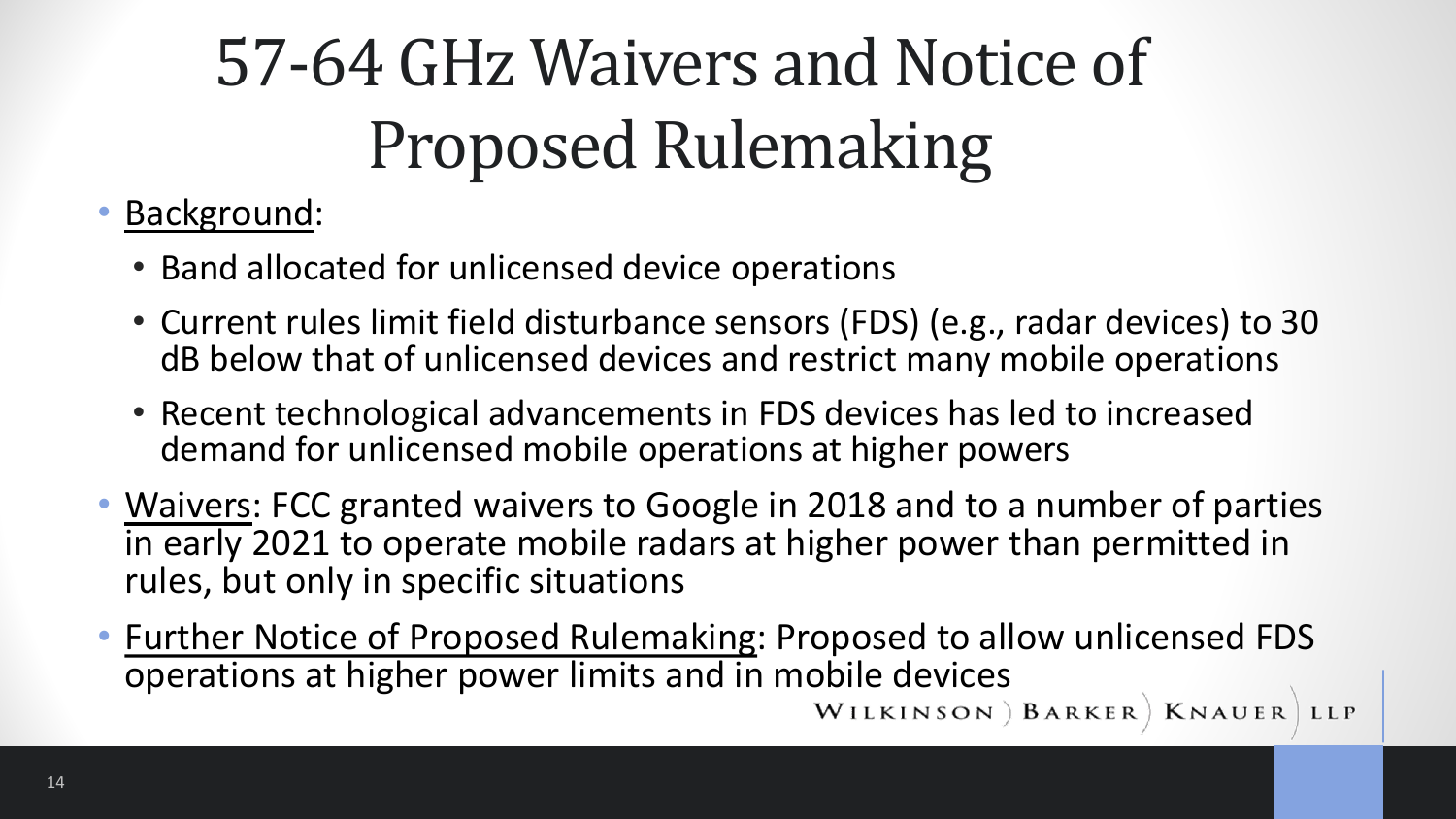# 57-64 GHz Waivers and Notice of Proposed Rulemaking

- Background:
  - Band allocated for unlicensed device operations
  - Current rules limit field disturbance sensors (FDS) (e.g., radar devices) to 30 dB below that of unlicensed devices and restrict many mobile operations
  - Recent technological advancements in FDS devices has led to increased demand for unlicensed mobile operations at higher powers
- Waivers: FCC granted waivers to Google in 2018 and to a number of parties in early 2021 to operate mobile radars at higher power than permitted in rules, but only in specific situations
- Further Notice of Proposed Rulemaking: Proposed to allow unlicensed FDS operations at higher power limits and in mobile devices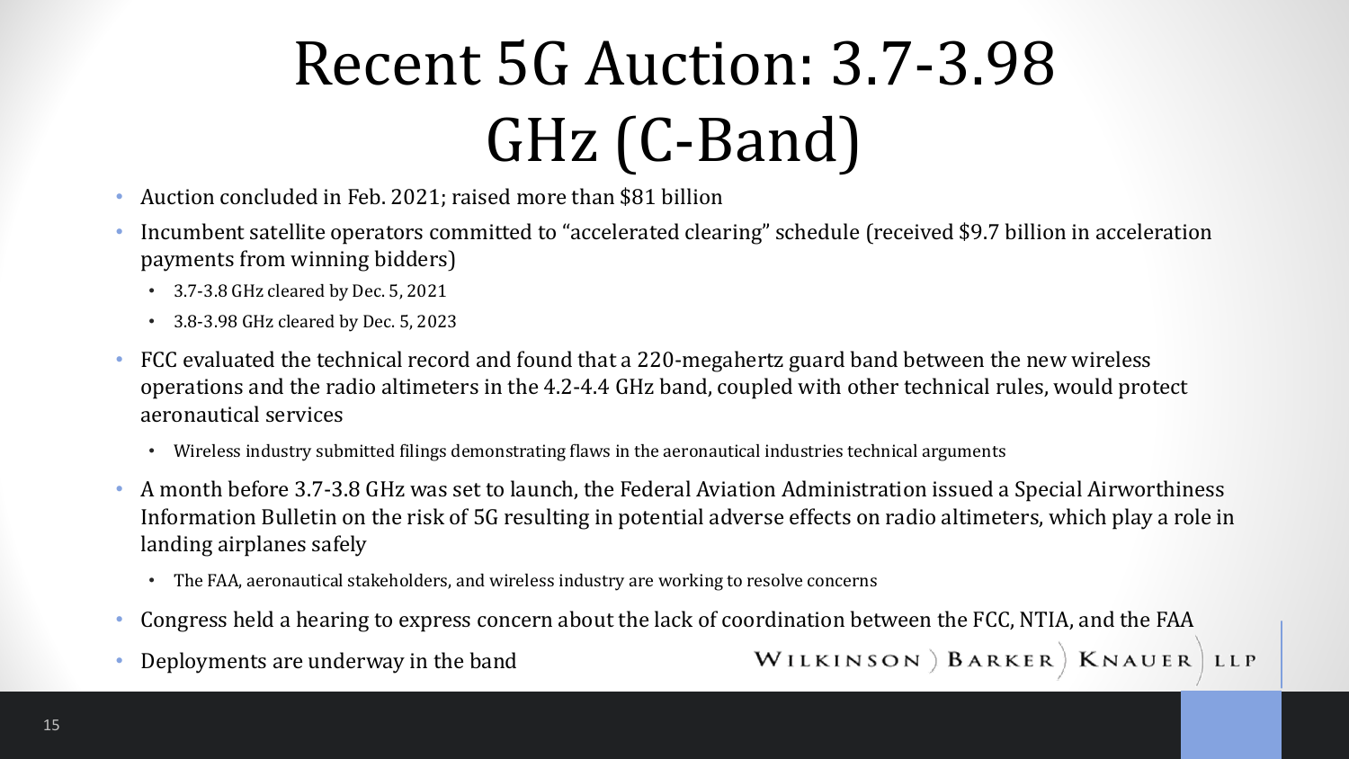# Recent 5G Auction: 3.7-3.98 GHz (C-Band)

- Auction concluded in Feb. 2021; raised more than $81 billion
- Incumbent satellite operators committed to “accelerated clearing” schedule (received $9.7 billion in acceleration payments from winning bidders)
  - 3.7-3.8 GHz cleared by Dec. 5, 2021
  - 3.8-3.98 GHz cleared by Dec. 5, 2023
- FCC evaluated the technical record and found that a 220-megahertz guard band between the new wireless operations and the radio altimeters in the 4.2-4.4 GHz band, coupled with other technical rules, would protect aeronautical services
  - Wireless industry submitted filings demonstrating flaws in the aeronautical industries technical arguments
- A month before 3.7-3.8 GHz was set to launch, the Federal Aviation Administration issued a Special Airworthiness Information Bulletin on the risk of 5G resulting in potential adverse effects on radio altimeters, which play a role in landing airplanes safely
  - The FAA, aeronautical stakeholders, and wireless industry are working to resolve concerns
- Congress held a hearing to express concern about the lack of coordination between the FCC, NTIA, and the FAA
- Deployments are underway in the band

WILKINSON ) BARKER ) KNAUER ) LLP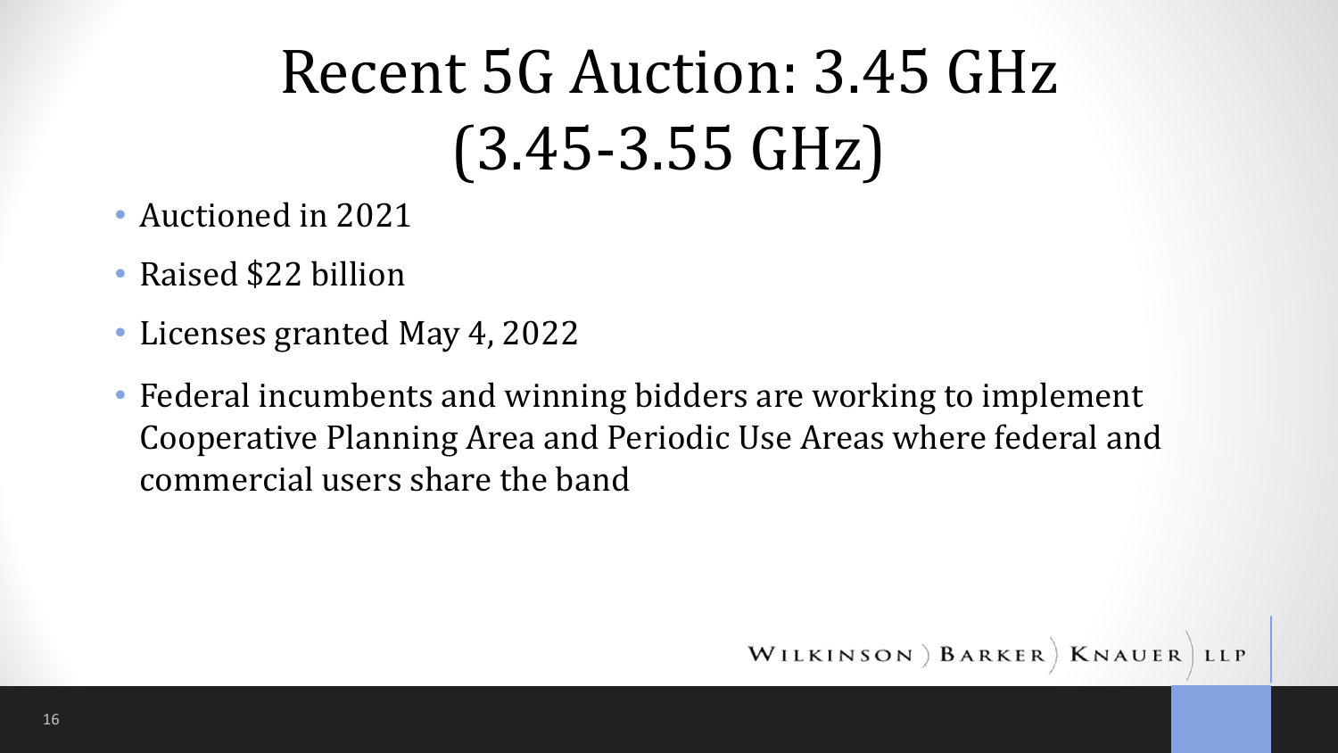# Recent 5G Auction: 3.45 GHz (3.45-3.55 GHz)

- Auctioned in 2021
- Raised $22 billion
- Licenses granted May 4, 2022
- Federal incumbents and winning bidders are working to implement Cooperative Planning Area and Periodic Use Areas where federal and commercial users share the band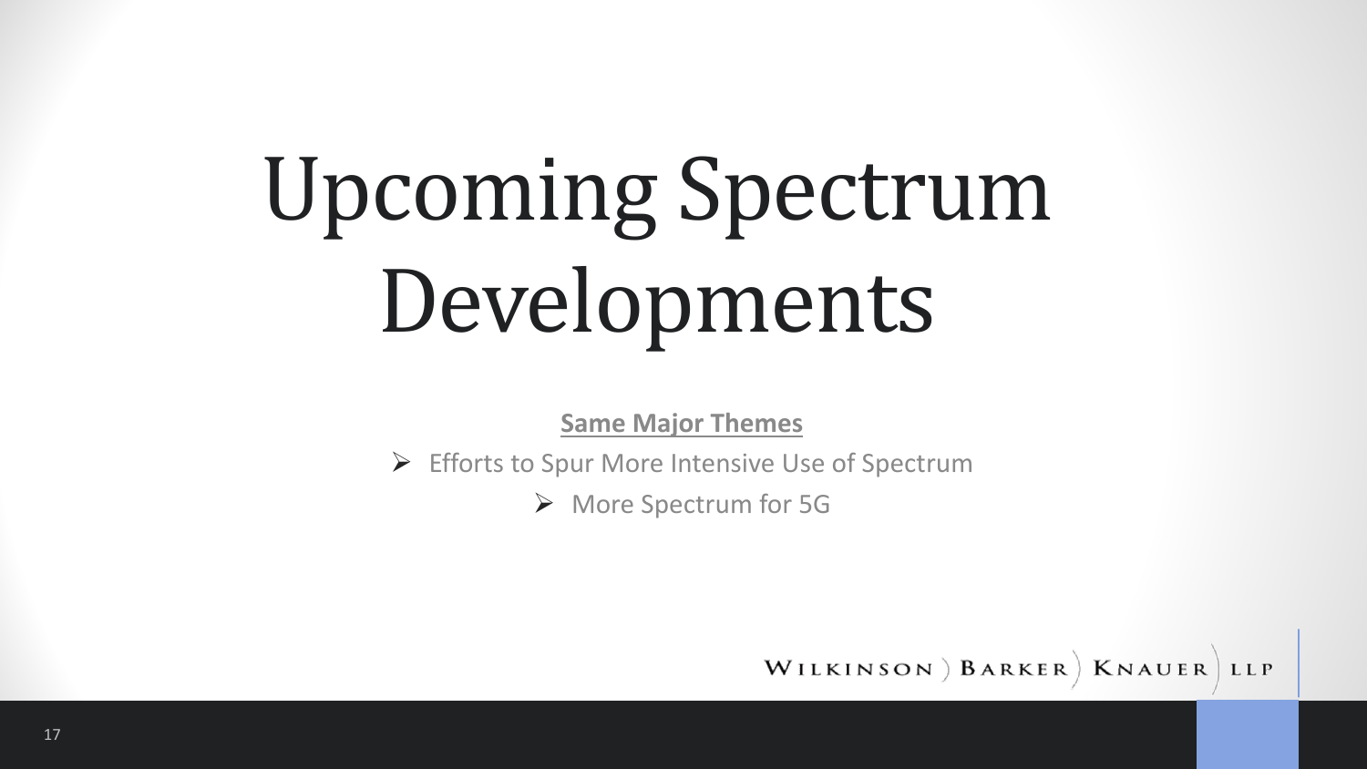# Upcoming Spectrum Developments

**Same Major Themes**

- Efforts to Spur More Intensive Use of Spectrum
- More Spectrum for 5G

WILKINSON ) BARKER ) KNAUER ) LLP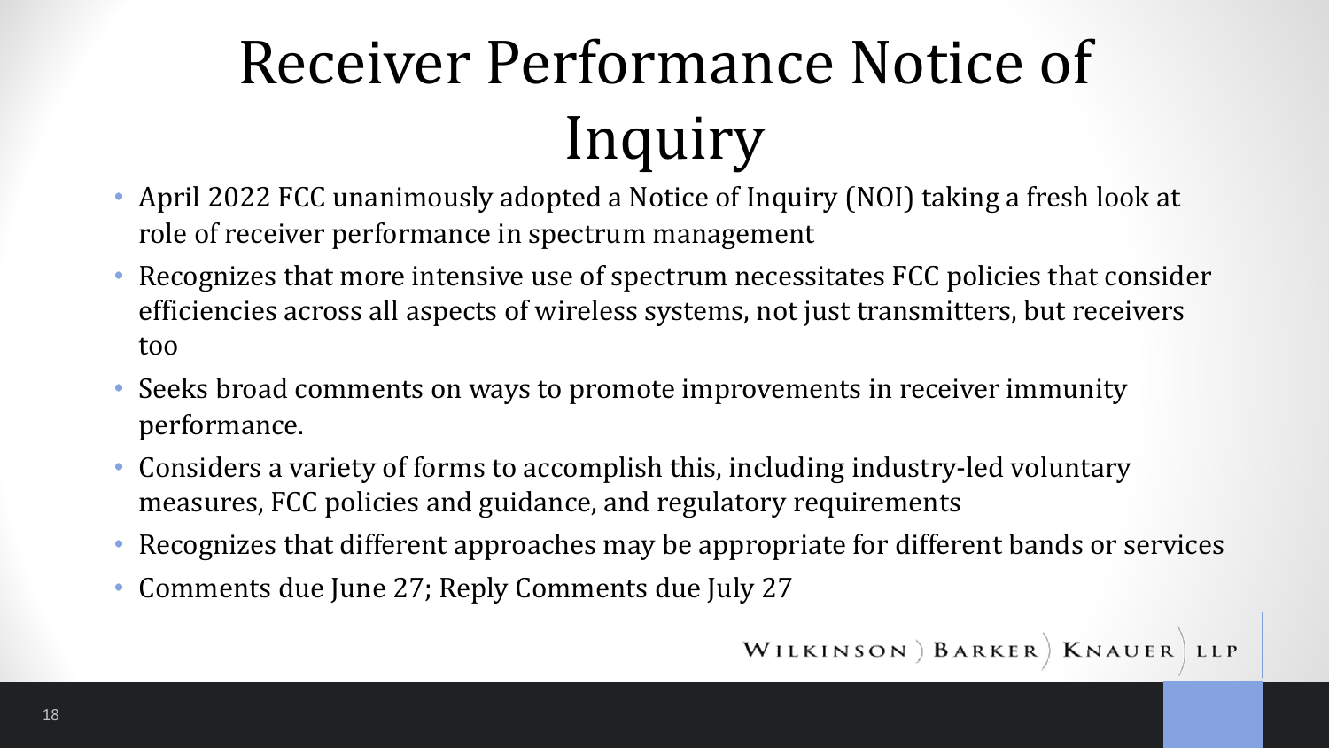# Receiver Performance Notice of Inquiry

- April 2022 FCC unanimously adopted a Notice of Inquiry (NOI) taking a fresh look at role of receiver performance in spectrum management
- Recognizes that more intensive use of spectrum necessitates FCC policies that consider efficiencies across all aspects of wireless systems, not just transmitters, but receivers too
- Seeks broad comments on ways to promote improvements in receiver immunity performance.
- Considers a variety of forms to accomplish this, including industry-led voluntary measures, FCC policies and guidance, and regulatory requirements
- Recognizes that different approaches may be appropriate for different bands or services
- Comments due June 27; Reply Comments due July 27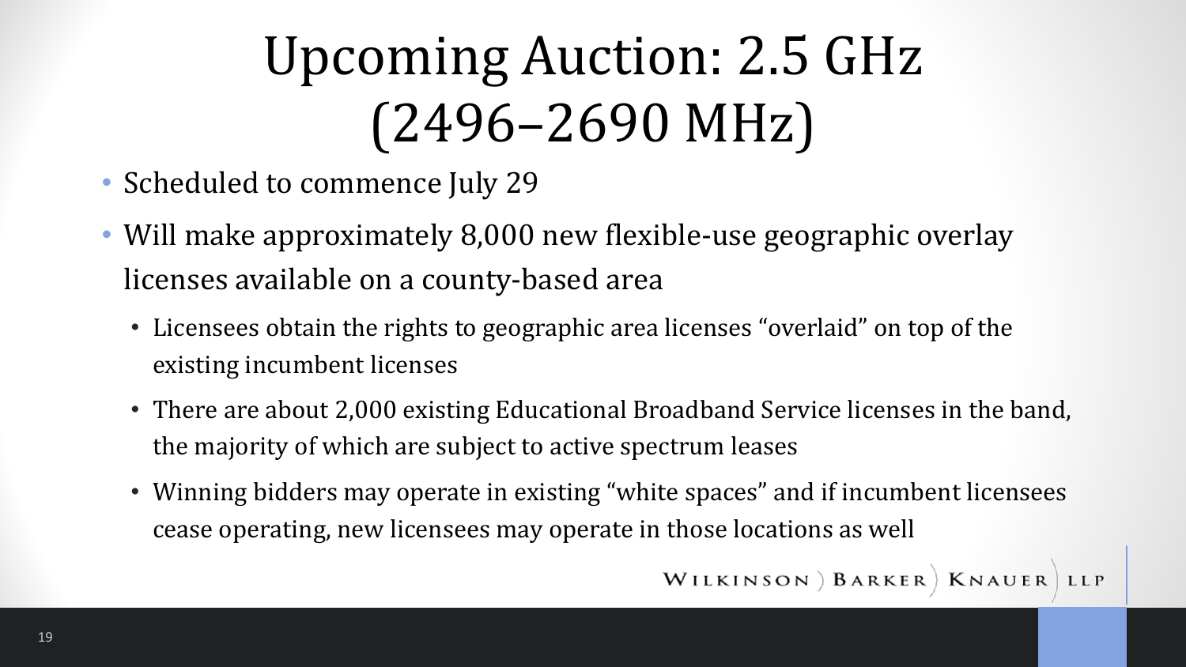# Upcoming Auction: 2.5 GHz (2496–2690 MHz)

- Scheduled to commence July 29
- Will make approximately 8,000 new flexible-use geographic overlay licenses available on a county-based area
  - Licensees obtain the rights to geographic area licenses "overlaid" on top of the existing incumbent licenses
  - There are about 2,000 existing Educational Broadband Service licenses in the band, the majority of which are subject to active spectrum leases
  - Winning bidders may operate in existing "white spaces" and if incumbent licensees cease operating, new licensees may operate in those locations as well

WILKINSON ) BARKER ) KNAUER ) LLP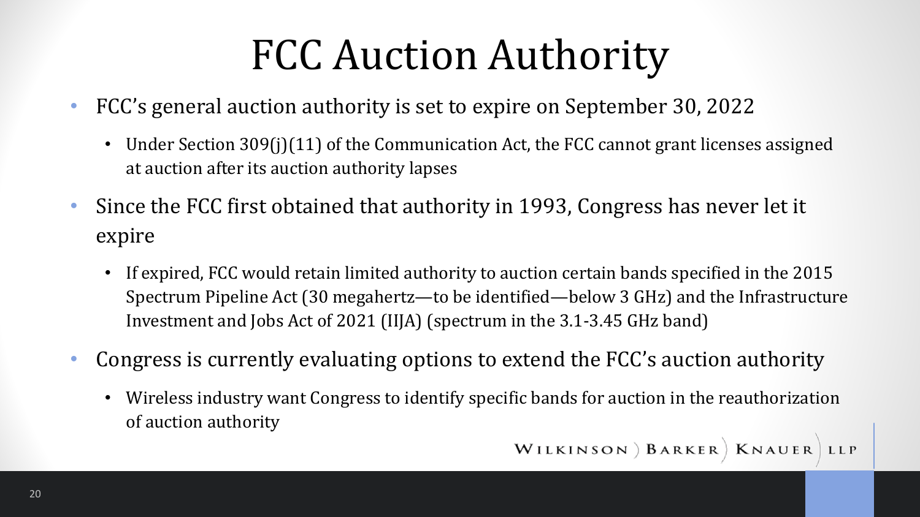# FCC Auction Authority

- FCC's general auction authority is set to expire on September 30, 2022
  - Under Section 309(j)(11) of the Communication Act, the FCC cannot grant licenses assigned at auction after its auction authority lapses
- Since the FCC first obtained that authority in 1993, Congress has never let it expire
  - If expired, FCC would retain limited authority to auction certain bands specified in the 2015 Spectrum Pipeline Act (30 megahertz—to be identified—below 3 GHz) and the Infrastructure Investment and Jobs Act of 2021 (IIJA) (spectrum in the 3.1-3.45 GHz band)
- Congress is currently evaluating options to extend the FCC's auction authority
  - Wireless industry want Congress to identify specific bands for auction in the reauthorization of auction authority

WILKINSON ) BARKER ) KNAUER ) LLP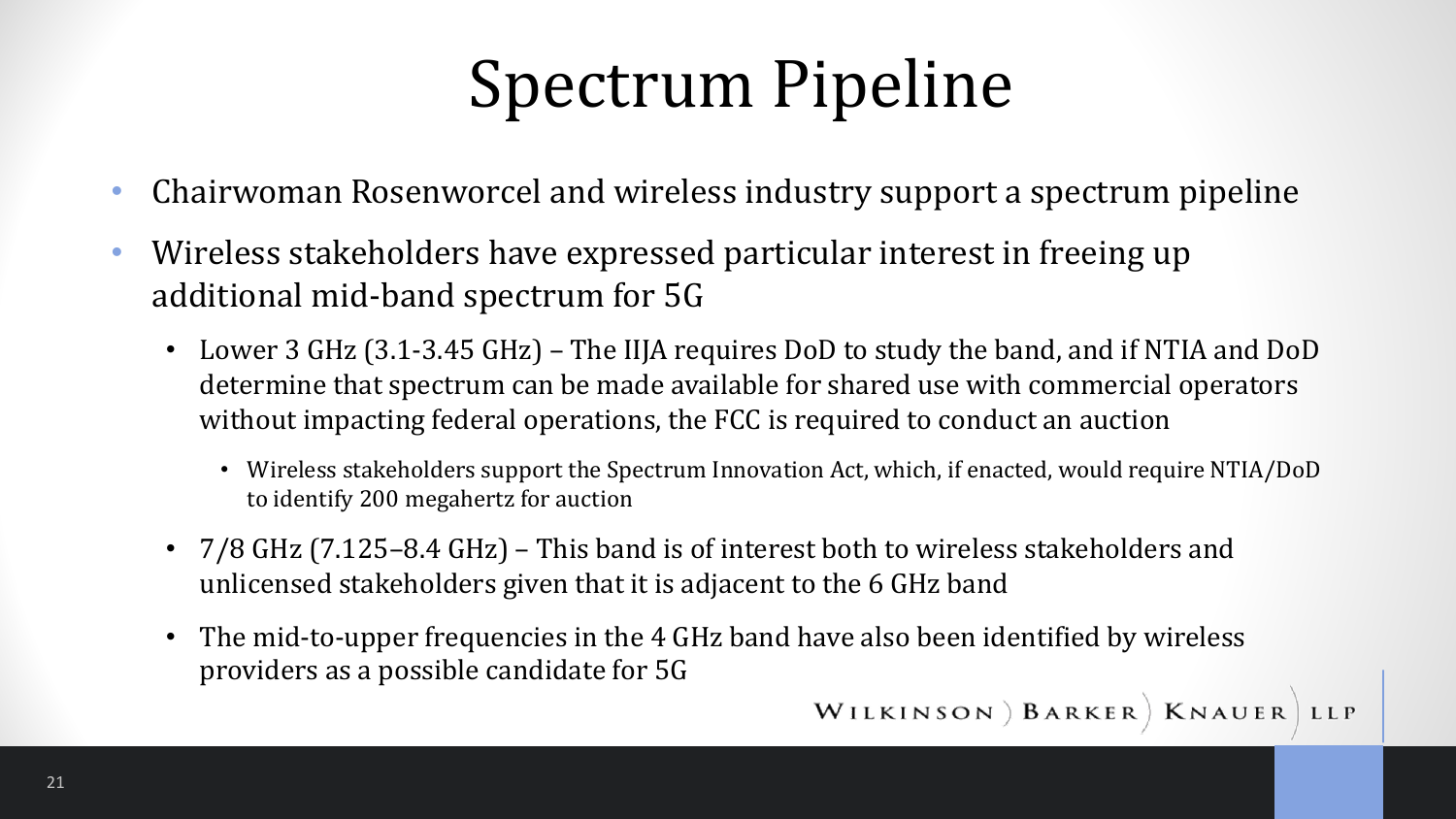# Spectrum Pipeline

- Chairwoman Rosenworcel and wireless industry support a spectrum pipeline
- Wireless stakeholders have expressed particular interest in freeing up additional mid-band spectrum for 5G
  - Lower 3 GHz (3.1-3.45 GHz) – The IIJA requires DoD to study the band, and if NTIA and DoD determine that spectrum can be made available for shared use with commercial operators without impacting federal operations, the FCC is required to conduct an auction
    - Wireless stakeholders support the Spectrum Innovation Act, which, if enacted, would require NTIA/DoD to identify 200 megahertz for auction
  - 7/8 GHz (7.125–8.4 GHz) – This band is of interest both to wireless stakeholders and unlicensed stakeholders given that it is adjacent to the 6 GHz band
  - The mid-to-upper frequencies in the 4 GHz band have also been identified by wireless providers as a possible candidate for 5G

WILKINSON ) BARKER ) KNAUER ) LLP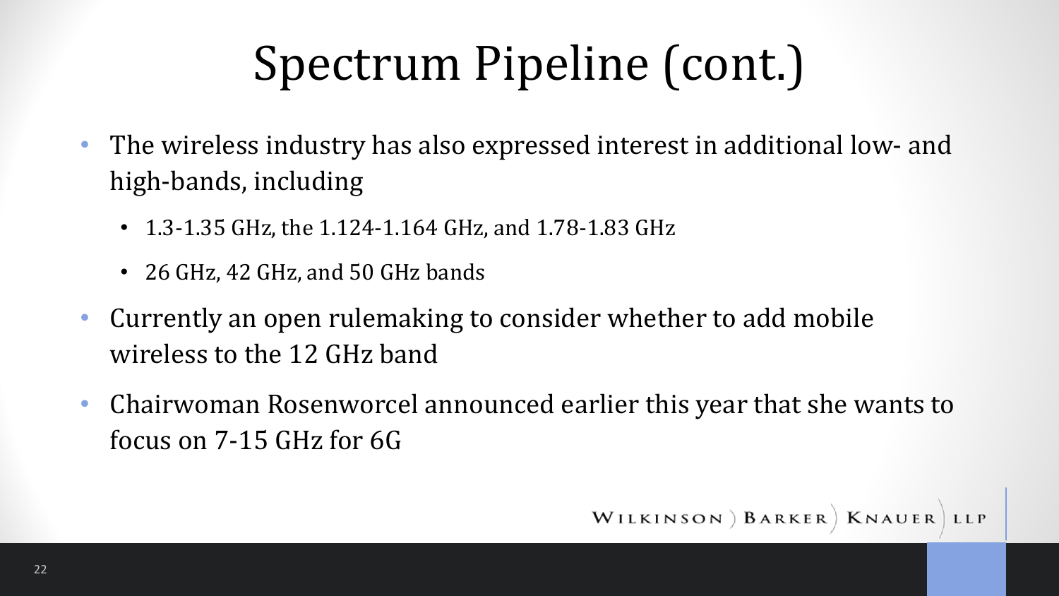# Spectrum Pipeline (cont.)

- The wireless industry has also expressed interest in additional low- and high-bands, including
  - 1.3-1.35 GHz, the 1.124-1.164 GHz, and 1.78-1.83 GHz
  - 26 GHz, 42 GHz, and 50 GHz bands
- Currently an open rulemaking to consider whether to add mobile wireless to the 12 GHz band
- Chairwoman Rosenworcel announced earlier this year that she wants to focus on 7-15 GHz for 6G

WILKINSON ) BARKER ) KNAUER ) LLP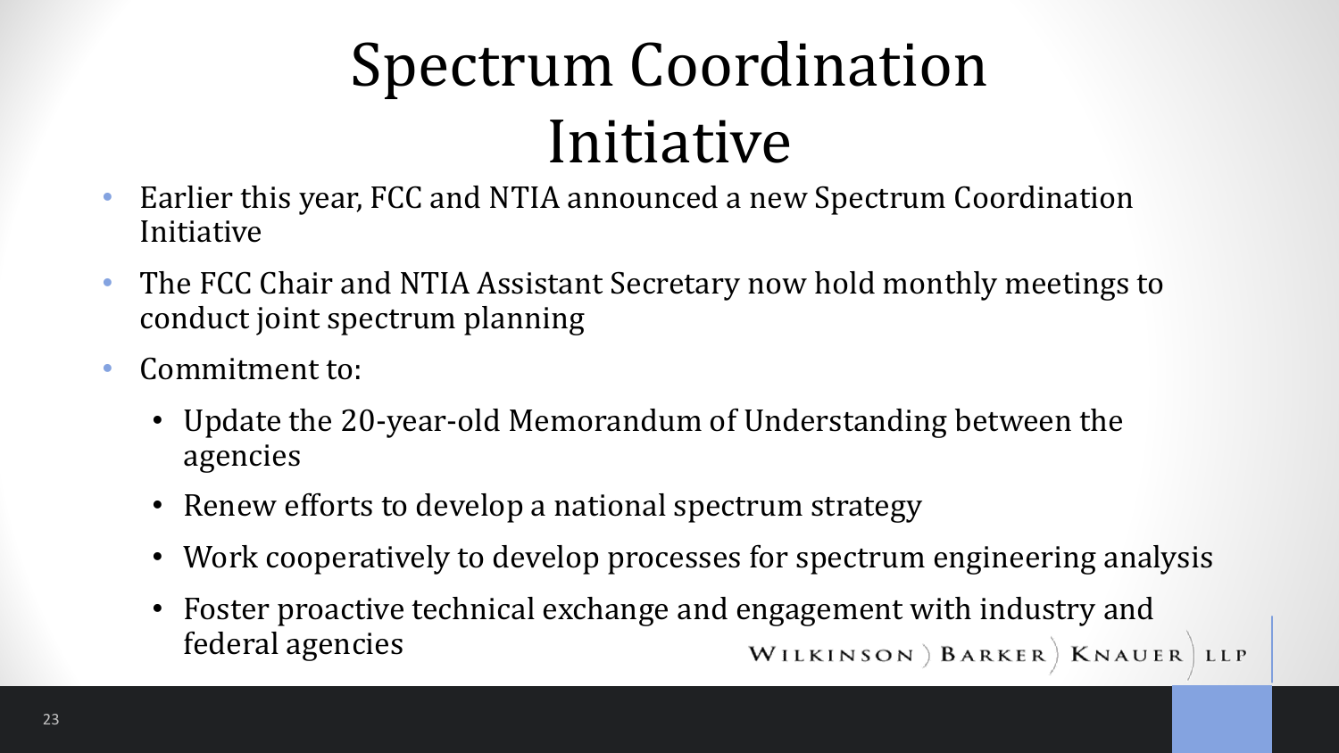# Spectrum Coordination Initiative

- Earlier this year, FCC and NTIA announced a new Spectrum Coordination Initiative
- The FCC Chair and NTIA Assistant Secretary now hold monthly meetings to conduct joint spectrum planning
- Commitment to:
  - Update the 20-year-old Memorandum of Understanding between the agencies
  - Renew efforts to develop a national spectrum strategy
  - Work cooperatively to develop processes for spectrum engineering analysis
  - Foster proactive technical exchange and engagement with industry and federal agencies

WILKINSON ) BARKER ) KNAUER ) LLP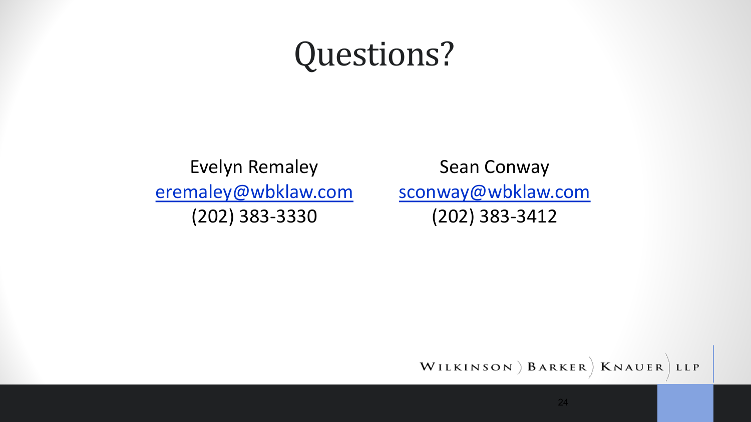# Questions?

Evelyn Remaley
eremaley@wbklaw.com
(202) 383-3330

Sean Conway
sconway@wbklaw.com
(202) 383-3412

WILKINSON ) BARKER ) KNAUER ) LLP